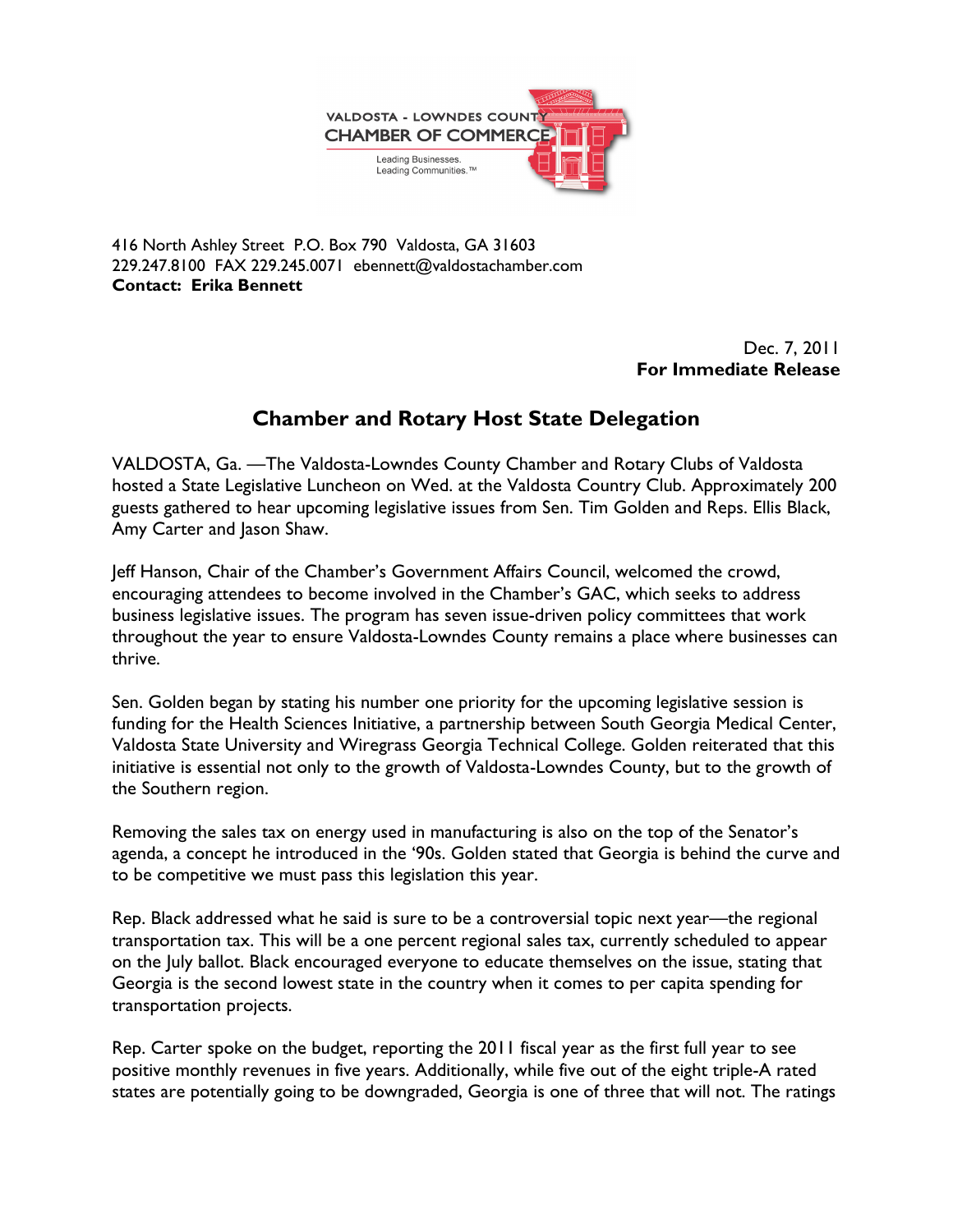VALDOSTA - LOWNDES COUNTY
CHAMBER OF COMMERCE
Leading Businesses.
Leading Communities.™

416 North Ashley Street P.O. Box 790 Valdosta, GA 31603
229.247.8100 FAX 229.245.0071 ebennett@valdostachamber.com
**Contact: Erika Bennett**

Dec. 7, 2011
**For Immediate Release**

## Chamber and Rotary Host State Delegation

VALDOSTA, Ga. —The Valdosta-Lowndes County Chamber and Rotary Clubs of Valdosta hosted a State Legislative Luncheon on Wed. at the Valdosta Country Club. Approximately 200 guests gathered to hear upcoming legislative issues from Sen. Tim Golden and Reps. Ellis Black, Amy Carter and Jason Shaw.

Jeff Hanson, Chair of the Chamber's Government Affairs Council, welcomed the crowd, encouraging attendees to become involved in the Chamber's GAC, which seeks to address business legislative issues. The program has seven issue-driven policy committees that work throughout the year to ensure Valdosta-Lowndes County remains a place where businesses can thrive.

Sen. Golden began by stating his number one priority for the upcoming legislative session is funding for the Health Sciences Initiative, a partnership between South Georgia Medical Center, Valdosta State University and Wiregrass Georgia Technical College. Golden reiterated that this initiative is essential not only to the growth of Valdosta-Lowndes County, but to the growth of the Southern region.

Removing the sales tax on energy used in manufacturing is also on the top of the Senator's agenda, a concept he introduced in the '90s. Golden stated that Georgia is behind the curve and to be competitive we must pass this legislation this year.

Rep. Black addressed what he said is sure to be a controversial topic next year—the regional transportation tax. This will be a one percent regional sales tax, currently scheduled to appear on the July ballot. Black encouraged everyone to educate themselves on the issue, stating that Georgia is the second lowest state in the country when it comes to per capita spending for transportation projects.

Rep. Carter spoke on the budget, reporting the 2011 fiscal year as the first full year to see positive monthly revenues in five years. Additionally, while five out of the eight triple-A rated states are potentially going to be downgraded, Georgia is one of three that will not. The ratings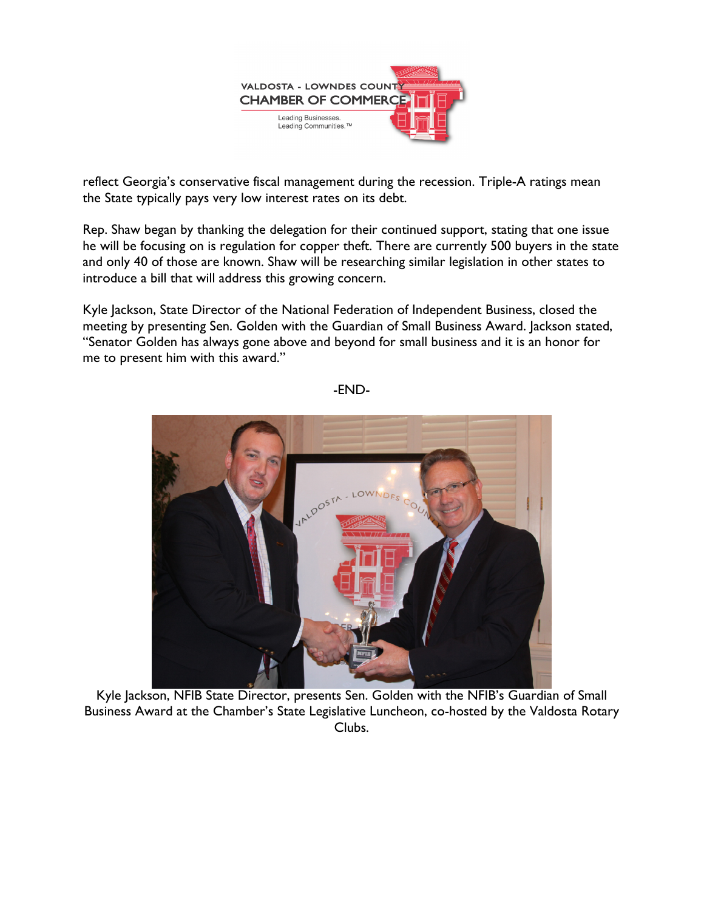reflect Georgia's conservative fiscal management during the recession. Triple-A ratings mean the State typically pays very low interest rates on its debt.

Rep. Shaw began by thanking the delegation for their continued support, stating that one issue he will be focusing on is regulation for copper theft. There are currently 500 buyers in the state and only 40 of those are known. Shaw will be researching similar legislation in other states to introduce a bill that will address this growing concern.

Kyle Jackson, State Director of the National Federation of Independent Business, closed the meeting by presenting Sen. Golden with the Guardian of Small Business Award. Jackson stated, "Senator Golden has always gone above and beyond for small business and it is an honor for me to present him with this award."

-END-

Kyle Jackson, NFIB State Director, presents Sen. Golden with the NFIB's Guardian of Small Business Award at the Chamber's State Legislative Luncheon, co-hosted by the Valdosta Rotary Clubs.